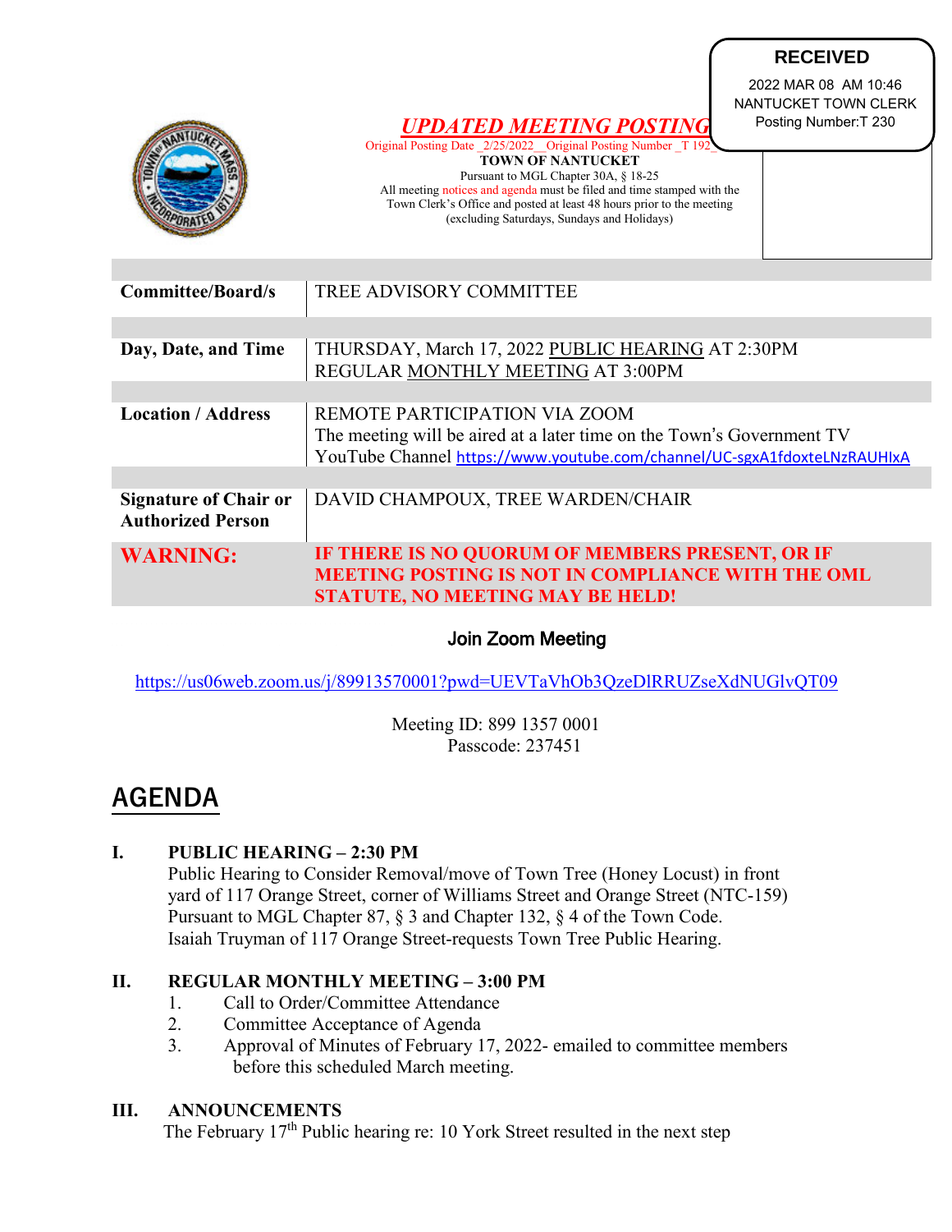**RECEIVED**
2022 MAR 08 AM 10:46
NANTUCKET TOWN CLERK
Posting Number:T 230

***UPDATED MEETING POSTING***

Original Posting Date _2/25/2022__ Original Posting Number _T 192_

**TOWN OF NANTUCKET**

Pursuant to MGL Chapter 30A, § 18-25

All meeting notices and agenda must be filed and time stamped with the Town Clerk's Office and posted at least 48 hours prior to the meeting (excluding Saturdays, Sundays and Holidays)

| | |
|---|---|
| **Committee/Board/s** | TREE ADVISORY COMMITTEE |
| **Day, Date, and Time** | THURSDAY, March 17, 2022 PUBLIC HEARING AT 2:30PM<br>REGULAR MONTHLY MEETING AT 3:00PM |
| **Location / Address** | REMOTE PARTICIPATION VIA ZOOM<br>The meeting will be aired at a later time on the Town's Government TV YouTube Channel https://www.youtube.com/channel/UC-sgxA1fdoxteLNzRAUHIxA |
| **Signature of Chair or Authorized Person** | DAVID CHAMPOUX, TREE WARDEN/CHAIR |
| **WARNING:** | **IF THERE IS NO QUORUM OF MEMBERS PRESENT, OR IF MEETING POSTING IS NOT IN COMPLIANCE WITH THE OML STATUTE, NO MEETING MAY BE HELD!** |

**Join Zoom Meeting**

https://us06web.zoom.us/j/89913570001?pwd=UEVTaVhOb3QzeDlRRUZseXdNUGlvQT09

Meeting ID: 899 1357 0001
Passcode: 237451

# AGENDA

**I. PUBLIC HEARING – 2:30 PM**

Public Hearing to Consider Removal/move of Town Tree (Honey Locust) in front yard of 117 Orange Street, corner of Williams Street and Orange Street (NTC-159) Pursuant to MGL Chapter 87, § 3 and Chapter 132, § 4 of the Town Code. Isaiah Truyman of 117 Orange Street-requests Town Tree Public Hearing.

**II. REGULAR MONTHLY MEETING – 3:00 PM**

1. Call to Order/Committee Attendance
2. Committee Acceptance of Agenda
3. Approval of Minutes of February 17, 2022- emailed to committee members before this scheduled March meeting.

**III. ANNOUNCEMENTS**

The February 17th Public hearing re: 10 York Street resulted in the next step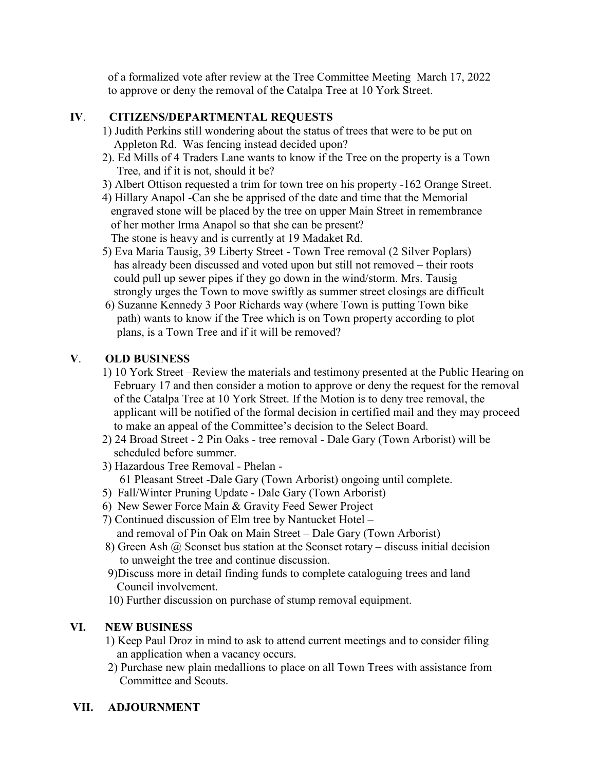of a formalized vote after review at the Tree Committee Meeting March 17, 2022 to approve or deny the removal of the Catalpa Tree at 10 York Street.

## IV. CITIZENS/DEPARTMENTAL REQUESTS

1) Judith Perkins still wondering about the status of trees that were to be put on Appleton Rd. Was fencing instead decided upon?
2). Ed Mills of 4 Traders Lane wants to know if the Tree on the property is a Town Tree, and if it is not, should it be?
3) Albert Ottison requested a trim for town tree on his property -162 Orange Street.
4) Hillary Anapol -Can she be apprised of the date and time that the Memorial engraved stone will be placed by the tree on upper Main Street in remembrance of her mother Irma Anapol so that she can be present?
   The stone is heavy and is currently at 19 Madaket Rd.
5) Eva Maria Tausig, 39 Liberty Street - Town Tree removal (2 Silver Poplars) has already been discussed and voted upon but still not removed – their roots could pull up sewer pipes if they go down in the wind/storm. Mrs. Tausig strongly urges the Town to move swiftly as summer street closings are difficult
6) Suzanne Kennedy 3 Poor Richards way (where Town is putting Town bike path) wants to know if the Tree which is on Town property according to plot plans, is a Town Tree and if it will be removed?

## V. OLD BUSINESS

1) 10 York Street –Review the materials and testimony presented at the Public Hearing on February 17 and then consider a motion to approve or deny the request for the removal of the Catalpa Tree at 10 York Street. If the Motion is to deny tree removal, the applicant will be notified of the formal decision in certified mail and they may proceed to make an appeal of the Committee's decision to the Select Board.
2) 24 Broad Street - 2 Pin Oaks - tree removal - Dale Gary (Town Arborist) will be scheduled before summer.
3) Hazardous Tree Removal - Phelan -
   61 Pleasant Street -Dale Gary (Town Arborist) ongoing until complete.
5) Fall/Winter Pruning Update - Dale Gary (Town Arborist)
6) New Sewer Force Main & Gravity Feed Sewer Project
7) Continued discussion of Elm tree by Nantucket Hotel –
   and removal of Pin Oak on Main Street – Dale Gary (Town Arborist)
8) Green Ash @ Sconset bus station at the Sconset rotary – discuss initial decision to unweight the tree and continue discussion.
9)Discuss more in detail finding funds to complete cataloguing trees and land Council involvement.
10) Further discussion on purchase of stump removal equipment.

## VI. NEW BUSINESS

1) Keep Paul Droz in mind to ask to attend current meetings and to consider filing an application when a vacancy occurs.
2) Purchase new plain medallions to place on all Town Trees with assistance from Committee and Scouts.

## VII. ADJOURNMENT